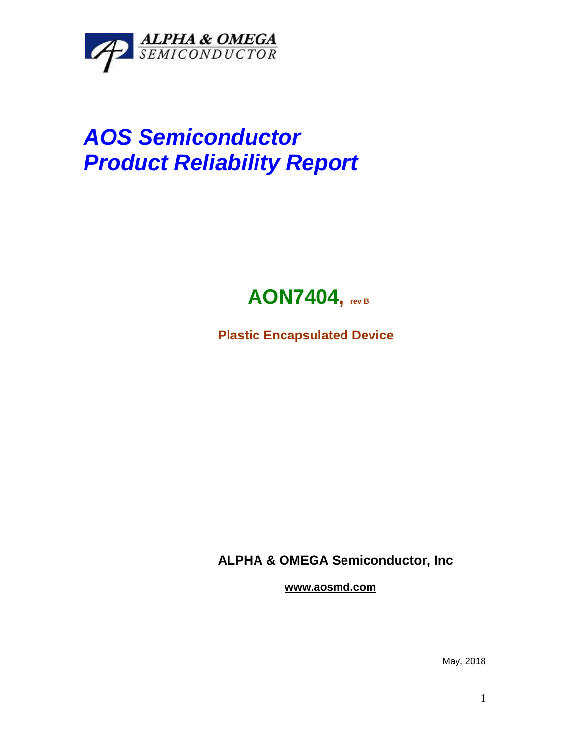ALPHA & OMEGA SEMICONDUCTOR

# *AOS Semiconductor Product Reliability Report*

## AON7404, rev B

**Plastic Encapsulated Device**

**ALPHA & OMEGA Semiconductor, Inc**

**www.aosmd.com**

May, 2018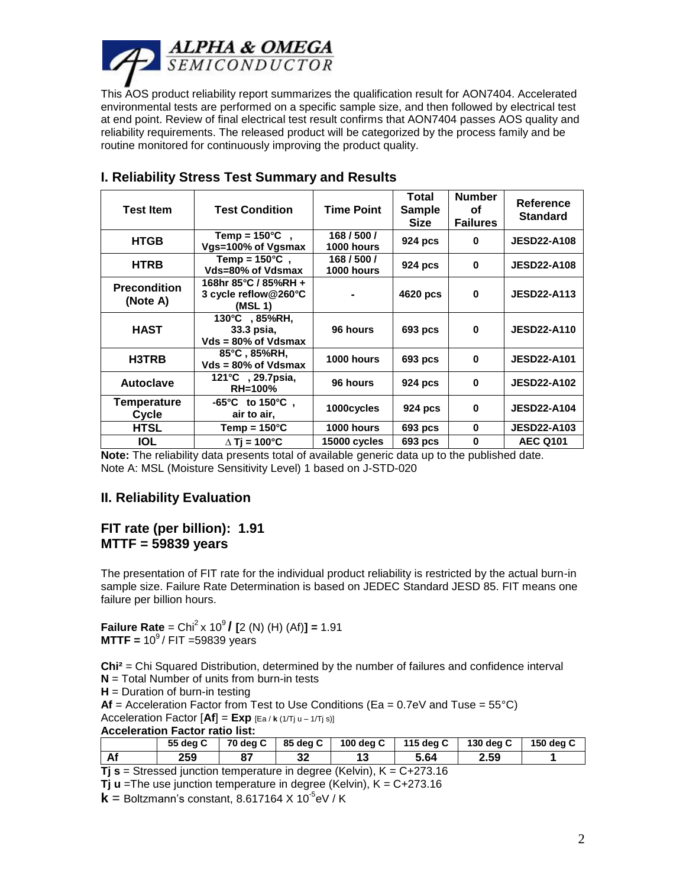ALPHA & OMEGA SEMICONDUCTOR

This AOS product reliability report summarizes the qualification result for AON7404. Accelerated environmental tests are performed on a specific sample size, and then followed by electrical test at end point. Review of final electrical test result confirms that AON7404 passes AOS quality and reliability requirements. The released product will be categorized by the process family and be routine monitored for continuously improving the product quality.

## I. Reliability Stress Test Summary and Results

| Test Item | Test Condition | Time Point | Total Sample Size | Number of Failures | Reference Standard |
|---|---|---|---|---|---|
| HTGB | Temp = 150°C , Vgs=100% of Vgsmax | 168 / 500 / 1000 hours | 924 pcs | 0 | JESD22-A108 |
| HTRB | Temp = 150°C , Vds=80% of Vdsmax | 168 / 500 / 1000 hours | 924 pcs | 0 | JESD22-A108 |
| Precondition (Note A) | 168hr 85°C / 85%RH + 3 cycle reflow@260°C (MSL 1) | - | 4620 pcs | 0 | JESD22-A113 |
| HAST | 130°C , 85%RH, 33.3 psia, Vds = 80% of Vdsmax | 96 hours | 693 pcs | 0 | JESD22-A110 |
| H3TRB | 85°C , 85%RH, Vds = 80% of Vdsmax | 1000 hours | 693 pcs | 0 | JESD22-A101 |
| Autoclave | 121°C , 29.7psia, RH=100% | 96 hours | 924 pcs | 0 | JESD22-A102 |
| Temperature Cycle | -65°C to 150°C , air to air, | 1000cycles | 924 pcs | 0 | JESD22-A104 |
| HTSL | Temp = 150°C | 1000 hours | 693 pcs | 0 | JESD22-A103 |
| IOL | $\Delta$ Tj = 100°C | 15000 cycles | 693 pcs | 0 | AEC Q101 |

**Note:** The reliability data presents total of available generic data up to the published date.
Note A: MSL (Moisture Sensitivity Level) 1 based on J-STD-020

## II. Reliability Evaluation

### FIT rate (per billion): 1.91
### MTTF = 59839 years

The presentation of FIT rate for the individual product reliability is restricted by the actual burn-in sample size. Failure Rate Determination is based on JEDEC Standard JESD 85. FIT means one failure per billion hours.

**Failure Rate** = $Chi^2 \times 10^9 / [2 (N) (H) (Af)] = 1.91$
**MTTF =** $10^9$ / FIT =59839 years

**Chi²** = Chi Squared Distribution, determined by the number of failures and confidence interval
**N** = Total Number of units from burn-in tests
**H** = Duration of burn-in testing
**Af** = Acceleration Factor from Test to Use Conditions (Ea = 0.7eV and Tuse = 55°C)
Acceleration Factor [**Af**] = **Exp** $[Ea / k (1/Tj\ u - 1/Tj\ s)]$

**Acceleration Factor ratio list:**

| | 55 deg C | 70 deg C | 85 deg C | 100 deg C | 115 deg C | 130 deg C | 150 deg C |
|---|---|---|---|---|---|---|---|
| Af | 259 | 87 | 32 | 13 | 5.64 | 2.59 | 1 |

**Tj s** = Stressed junction temperature in degree (Kelvin), K = C+273.16
**Tj u** =The use junction temperature in degree (Kelvin), K = C+273.16
**k** = Boltzmann's constant, 8.617164 X $10^{-5}$eV / K